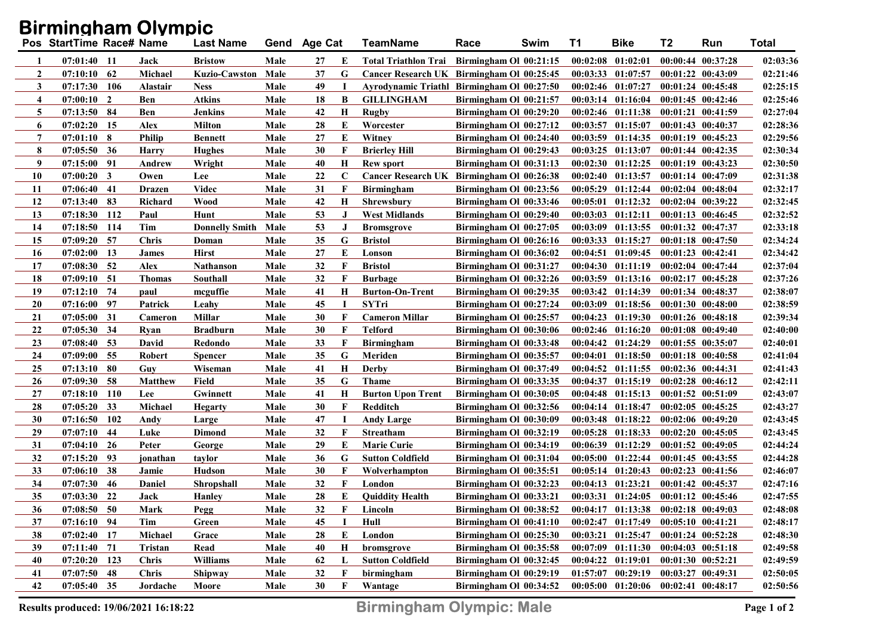# Birmingham Olympic

| Pos | StartTime | Race# | Name | Last Name | Gend | Age | Cat | TeamName | Race | Swim | T1 | Bike | T2 | Run | Total |
|---|---|---|---|---|---|---|---|---|---|---|---|---|---|---|---|
| 1 | 07:01:40 | 11 | Jack | Bristow | Male | 27 | E | Total Triathlon Trai | Birmingham Ol | 00:21:15 | 00:02:08 | 01:02:01 | 00:00:44 | 00:37:28 | 02:03:36 |
| 2 | 07:10:10 | 62 | Michael | Kuzio-Cawston | Male | 37 | G | Cancer Research UK | Birmingham Ol | 00:25:45 | 00:03:33 | 01:07:57 | 00:01:22 | 00:43:09 | 02:21:46 |
| 3 | 07:17:30 | 106 | Alastair | Ness | Male | 49 | I | Ayrodynamic Triathl | Birmingham Ol | 00:27:50 | 00:02:46 | 01:07:27 | 00:01:24 | 00:45:48 | 02:25:15 |
| 4 | 07:00:10 | 2 | Ben | Atkins | Male | 18 | B | GILLINGHAM | Birmingham Ol | 00:21:57 | 00:03:14 | 01:16:04 | 00:01:45 | 00:42:46 | 02:25:46 |
| 5 | 07:13:50 | 84 | Ben | Jenkins | Male | 42 | H | Rugby | Birmingham Ol | 00:29:20 | 00:02:46 | 01:11:38 | 00:01:21 | 00:41:59 | 02:27:04 |
| 6 | 07:02:20 | 15 | Alex | Milton | Male | 28 | E | Worcester | Birmingham Ol | 00:27:12 | 00:03:57 | 01:15:07 | 00:01:43 | 00:40:37 | 02:28:36 |
| 7 | 07:01:10 | 8 | Philip | Bennett | Male | 27 | E | Witney | Birmingham Ol | 00:24:40 | 00:03:59 | 01:14:35 | 00:01:19 | 00:45:23 | 02:29:56 |
| 8 | 07:05:50 | 36 | Harry | Hughes | Male | 30 | F | Brierley Hill | Birmingham Ol | 00:29:43 | 00:03:25 | 01:13:07 | 00:01:44 | 00:42:35 | 02:30:34 |
| 9 | 07:15:00 | 91 | Andrew | Wright | Male | 40 | H | Rew sport | Birmingham Ol | 00:31:13 | 00:02:30 | 01:12:25 | 00:01:19 | 00:43:23 | 02:30:50 |
| 10 | 07:00:20 | 3 | Owen | Lee | Male | 22 | C | Cancer Research UK | Birmingham Ol | 00:26:38 | 00:02:40 | 01:13:57 | 00:01:14 | 00:47:09 | 02:31:38 |
| 11 | 07:06:40 | 41 | Drazen | Videc | Male | 31 | F | Birmingham | Birmingham Ol | 00:23:56 | 00:05:29 | 01:12:44 | 00:02:04 | 00:48:04 | 02:32:17 |
| 12 | 07:13:40 | 83 | Richard | Wood | Male | 42 | H | Shrewsbury | Birmingham Ol | 00:33:46 | 00:05:01 | 01:12:32 | 00:02:04 | 00:39:22 | 02:32:45 |
| 13 | 07:18:30 | 112 | Paul | Hunt | Male | 53 | J | West Midlands | Birmingham Ol | 00:29:40 | 00:03:03 | 01:12:11 | 00:01:13 | 00:46:45 | 02:32:52 |
| 14 | 07:18:50 | 114 | Tim | Donnelly Smith | Male | 53 | J | Bromsgrove | Birmingham Ol | 00:27:05 | 00:03:09 | 01:13:55 | 00:01:32 | 00:47:37 | 02:33:18 |
| 15 | 07:09:20 | 57 | Chris | Doman | Male | 35 | G | Bristol | Birmingham Ol | 00:26:16 | 00:03:33 | 01:15:27 | 00:01:18 | 00:47:50 | 02:34:24 |
| 16 | 07:02:00 | 13 | James | Hirst | Male | 27 | E | Lonson | Birmingham Ol | 00:36:02 | 00:04:51 | 01:09:45 | 00:01:23 | 00:42:41 | 02:34:42 |
| 17 | 07:08:30 | 52 | Alex | Nathanson | Male | 32 | F | Bristol | Birmingham Ol | 00:31:27 | 00:04:30 | 01:11:19 | 00:02:04 | 00:47:44 | 02:37:04 |
| 18 | 07:09:10 | 51 | Thomas | Southall | Male | 32 | F | Burbage | Birmingham Ol | 00:32:26 | 00:03:59 | 01:13:16 | 00:02:17 | 00:45:28 | 02:37:26 |
| 19 | 07:12:10 | 74 | paul | mcguffie | Male | 41 | H | Burton-On-Trent | Birmingham Ol | 00:29:35 | 00:03:42 | 01:14:39 | 00:01:34 | 00:48:37 | 02:38:07 |
| 20 | 07:16:00 | 97 | Patrick | Leahy | Male | 45 | I | SYTri | Birmingham Ol | 00:27:24 | 00:03:09 | 01:18:56 | 00:01:30 | 00:48:00 | 02:38:59 |
| 21 | 07:05:00 | 31 | Cameron | Millar | Male | 30 | F | Cameron Millar | Birmingham Ol | 00:25:57 | 00:04:23 | 01:19:30 | 00:01:26 | 00:48:18 | 02:39:34 |
| 22 | 07:05:30 | 34 | Ryan | Bradburn | Male | 30 | F | Telford | Birmingham Ol | 00:30:06 | 00:02:46 | 01:16:20 | 00:01:08 | 00:49:40 | 02:40:00 |
| 23 | 07:08:40 | 53 | David | Redondo | Male | 33 | F | Birmingham | Birmingham Ol | 00:33:48 | 00:04:42 | 01:24:29 | 00:01:55 | 00:35:07 | 02:40:01 |
| 24 | 07:09:00 | 55 | Robert | Spencer | Male | 35 | G | Meriden | Birmingham Ol | 00:35:57 | 00:04:01 | 01:18:50 | 00:01:18 | 00:40:58 | 02:41:04 |
| 25 | 07:13:10 | 80 | Guy | Wiseman | Male | 41 | H | Derby | Birmingham Ol | 00:37:49 | 00:04:52 | 01:11:55 | 00:02:36 | 00:44:31 | 02:41:43 |
| 26 | 07:09:30 | 58 | Matthew | Field | Male | 35 | G | Thame | Birmingham Ol | 00:33:35 | 00:04:37 | 01:15:19 | 00:02:28 | 00:46:12 | 02:42:11 |
| 27 | 07:18:10 | 110 | Lee | Gwinnett | Male | 41 | H | Burton Upon Trent | Birmingham Ol | 00:30:05 | 00:04:48 | 01:15:13 | 00:01:52 | 00:51:09 | 02:43:07 |
| 28 | 07:05:20 | 33 | Michael | Hegarty | Male | 30 | F | Redditch | Birmingham Ol | 00:32:56 | 00:04:14 | 01:18:47 | 00:02:05 | 00:45:25 | 02:43:27 |
| 30 | 07:16:50 | 102 | Andy | Large | Male | 47 | I | Andy Large | Birmingham Ol | 00:30:09 | 00:03:48 | 01:18:22 | 00:02:06 | 00:49:20 | 02:43:45 |
| 29 | 07:07:10 | 44 | Luke | Dimond | Male | 32 | F | Streatham | Birmingham Ol | 00:32:19 | 00:05:28 | 01:18:33 | 00:02:20 | 00:45:05 | 02:43:45 |
| 31 | 07:04:10 | 26 | Peter | George | Male | 29 | E | Marie Curie | Birmingham Ol | 00:34:19 | 00:06:39 | 01:12:29 | 00:01:52 | 00:49:05 | 02:44:24 |
| 32 | 07:15:20 | 93 | jonathan | taylor | Male | 36 | G | Sutton Coldfield | Birmingham Ol | 00:31:04 | 00:05:00 | 01:22:44 | 00:01:45 | 00:43:55 | 02:44:28 |
| 33 | 07:06:10 | 38 | Jamie | Hudson | Male | 30 | F | Wolverhampton | Birmingham Ol | 00:35:51 | 00:05:14 | 01:20:43 | 00:02:23 | 00:41:56 | 02:46:07 |
| 34 | 07:07:30 | 46 | Daniel | Shropshall | Male | 32 | F | London | Birmingham Ol | 00:32:23 | 00:04:13 | 01:23:21 | 00:01:42 | 00:45:37 | 02:47:16 |
| 35 | 07:03:30 | 22 | Jack | Hanley | Male | 28 | E | Quiddity Health | Birmingham Ol | 00:33:21 | 00:03:31 | 01:24:05 | 00:01:12 | 00:45:46 | 02:47:55 |
| 36 | 07:08:50 | 50 | Mark | Pegg | Male | 32 | F | Lincoln | Birmingham Ol | 00:38:52 | 00:04:17 | 01:13:38 | 00:02:18 | 00:49:03 | 02:48:08 |
| 37 | 07:16:10 | 94 | Tim | Green | Male | 45 | I | Hull | Birmingham Ol | 00:41:10 | 00:02:47 | 01:17:49 | 00:05:10 | 00:41:21 | 02:48:17 |
| 38 | 07:02:40 | 17 | Michael | Grace | Male | 28 | E | London | Birmingham Ol | 00:25:30 | 00:03:21 | 01:25:47 | 00:01:24 | 00:52:28 | 02:48:30 |
| 39 | 07:11:40 | 71 | Tristan | Read | Male | 40 | H | bromsgrove | Birmingham Ol | 00:35:58 | 00:07:09 | 01:11:30 | 00:04:03 | 00:51:18 | 02:49:58 |
| 40 | 07:20:20 | 123 | Chris | Williams | Male | 62 | L | Sutton Coldfield | Birmingham Ol | 00:32:45 | 00:04:22 | 01:19:01 | 00:01:30 | 00:52:21 | 02:49:59 |
| 41 | 07:07:50 | 48 | Chris | Shipway | Male | 32 | F | birmingham | Birmingham Ol | 00:29:19 | 01:57:07 | 00:29:19 | 00:03:27 | 00:49:31 | 02:50:05 |
| 42 | 07:05:40 | 35 | Jordache | Moore | Male | 30 | F | Wantage | Birmingham Ol | 00:34:52 | 00:05:00 | 01:20:06 | 00:02:41 | 00:48:17 | 02:50:56 |

Results produced: 19/06/2021 16:18:22

Birmingham Olympic: Male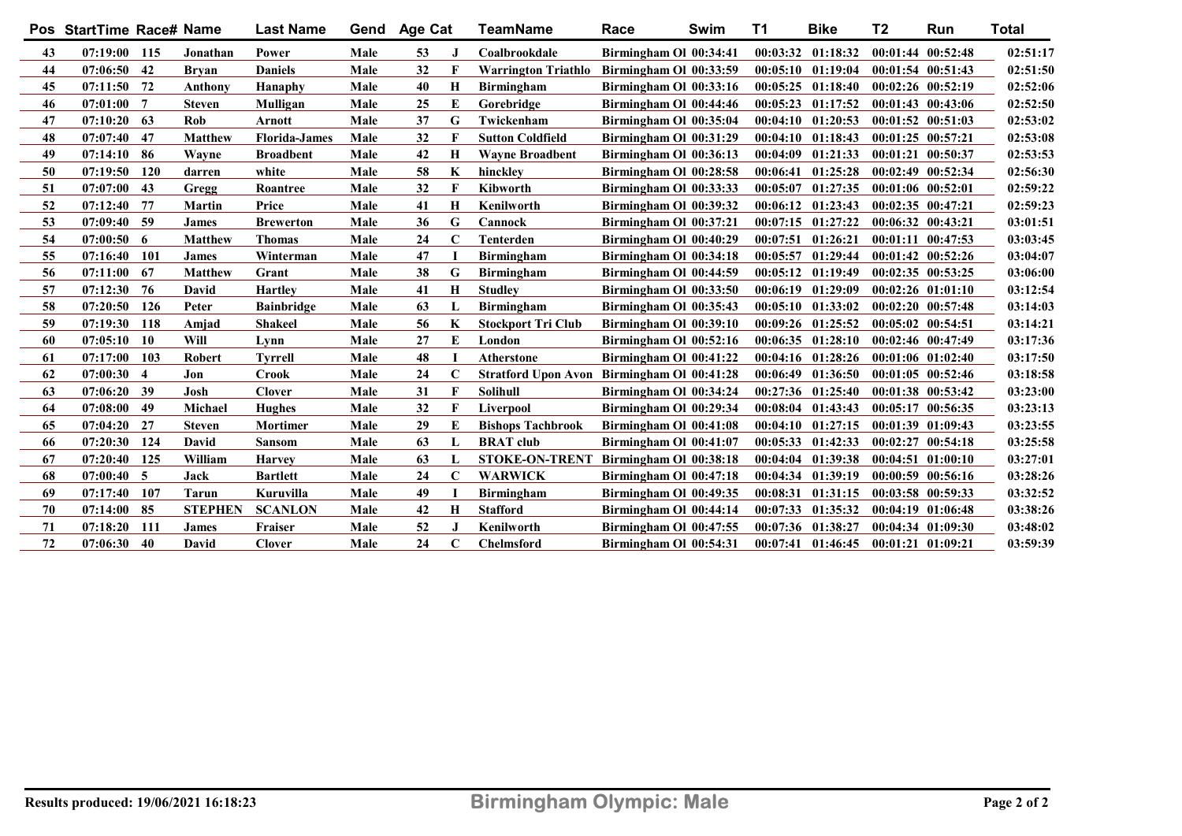| Pos | StartTime | Race# | Name | Last Name | Gend | Age | Cat | TeamName | Race | Swim | T1 | Bike | T2 | Run | Total |
|---|---|---|---|---|---|---|---|---|---|---|---|---|---|---|---|
| 43 | 07:19:00 | 115 | Jonathan | Power | Male | 53 | J | Coalbrookdale | Birmingham Ol | 00:34:41 | 00:03:32 | 01:18:32 | 00:01:44 | 00:52:48 | 02:51:17 |
| 44 | 07:06:50 | 42 | Bryan | Daniels | Male | 32 | F | Warrington Triathlo | Birmingham Ol | 00:33:59 | 00:05:10 | 01:19:04 | 00:01:54 | 00:51:43 | 02:51:50 |
| 45 | 07:11:50 | 72 | Anthony | Hanaphy | Male | 40 | H | Birmingham | Birmingham Ol | 00:33:16 | 00:05:25 | 01:18:40 | 00:02:26 | 00:52:19 | 02:52:06 |
| 46 | 07:01:00 | 7 | Steven | Mulligan | Male | 25 | E | Gorebridge | Birmingham Ol | 00:44:46 | 00:05:23 | 01:17:52 | 00:01:43 | 00:43:06 | 02:52:50 |
| 47 | 07:10:20 | 63 | Rob | Arnott | Male | 37 | G | Twickenham | Birmingham Ol | 00:35:04 | 00:04:10 | 01:20:53 | 00:01:52 | 00:51:03 | 02:53:02 |
| 48 | 07:07:40 | 47 | Matthew | Florida-James | Male | 32 | F | Sutton Coldfield | Birmingham Ol | 00:31:29 | 00:04:10 | 01:18:43 | 00:01:25 | 00:57:21 | 02:53:08 |
| 49 | 07:14:10 | 86 | Wayne | Broadbent | Male | 42 | H | Wayne Broadbent | Birmingham Ol | 00:36:13 | 00:04:09 | 01:21:33 | 00:01:21 | 00:50:37 | 02:53:53 |
| 50 | 07:19:50 | 120 | darren | white | Male | 58 | K | hinckley | Birmingham Ol | 00:28:58 | 00:06:41 | 01:25:28 | 00:02:49 | 00:52:34 | 02:56:30 |
| 51 | 07:07:00 | 43 | Gregg | Roantree | Male | 32 | F | Kibworth | Birmingham Ol | 00:33:33 | 00:05:07 | 01:27:35 | 00:01:06 | 00:52:01 | 02:59:22 |
| 52 | 07:12:40 | 77 | Martin | Price | Male | 41 | H | Kenilworth | Birmingham Ol | 00:39:32 | 00:06:12 | 01:23:43 | 00:02:35 | 00:47:21 | 02:59:23 |
| 53 | 07:09:40 | 59 | James | Brewerton | Male | 36 | G | Cannock | Birmingham Ol | 00:37:21 | 00:07:15 | 01:27:22 | 00:06:32 | 00:43:21 | 03:01:51 |
| 54 | 07:00:50 | 6 | Matthew | Thomas | Male | 24 | C | Tenterden | Birmingham Ol | 00:40:29 | 00:07:51 | 01:26:21 | 00:01:11 | 00:47:53 | 03:03:45 |
| 55 | 07:16:40 | 101 | James | Winterman | Male | 47 | I | Birmingham | Birmingham Ol | 00:34:18 | 00:05:57 | 01:29:44 | 00:01:42 | 00:52:26 | 03:04:07 |
| 56 | 07:11:00 | 67 | Matthew | Grant | Male | 38 | G | Birmingham | Birmingham Ol | 00:44:59 | 00:05:12 | 01:19:49 | 00:02:35 | 00:53:25 | 03:06:00 |
| 57 | 07:12:30 | 76 | David | Hartley | Male | 41 | H | Studley | Birmingham Ol | 00:33:50 | 00:06:19 | 01:29:09 | 00:02:26 | 01:01:10 | 03:12:54 |
| 58 | 07:20:50 | 126 | Peter | Bainbridge | Male | 63 | L | Birmingham | Birmingham Ol | 00:35:43 | 00:05:10 | 01:33:02 | 00:02:20 | 00:57:48 | 03:14:03 |
| 59 | 07:19:30 | 118 | Amjad | Shakeel | Male | 56 | K | Stockport Tri Club | Birmingham Ol | 00:39:10 | 00:09:26 | 01:25:52 | 00:05:02 | 00:54:51 | 03:14:21 |
| 60 | 07:05:10 | 10 | Will | Lynn | Male | 27 | E | London | Birmingham Ol | 00:52:16 | 00:06:35 | 01:28:10 | 00:02:46 | 00:47:49 | 03:17:36 |
| 61 | 07:17:00 | 103 | Robert | Tyrrell | Male | 48 | I | Atherstone | Birmingham Ol | 00:41:22 | 00:04:16 | 01:28:26 | 00:01:06 | 01:02:40 | 03:17:50 |
| 62 | 07:00:30 | 4 | Jon | Crook | Male | 24 | C | Stratford Upon Avon | Birmingham Ol | 00:41:28 | 00:06:49 | 01:36:50 | 00:01:05 | 00:52:46 | 03:18:58 |
| 63 | 07:06:20 | 39 | Josh | Clover | Male | 31 | F | Solihull | Birmingham Ol | 00:34:24 | 00:27:36 | 01:25:40 | 00:01:38 | 00:53:42 | 03:23:00 |
| 64 | 07:08:00 | 49 | Michael | Hughes | Male | 32 | F | Liverpool | Birmingham Ol | 00:29:34 | 00:08:04 | 01:43:43 | 00:05:17 | 00:56:35 | 03:23:13 |
| 65 | 07:04:20 | 27 | Steven | Mortimer | Male | 29 | E | Bishops Tachbrook | Birmingham Ol | 00:41:08 | 00:04:10 | 01:27:15 | 00:01:39 | 01:09:43 | 03:23:55 |
| 66 | 07:20:30 | 124 | David | Sansom | Male | 63 | L | BRAT club | Birmingham Ol | 00:41:07 | 00:05:33 | 01:42:33 | 00:02:27 | 00:54:18 | 03:25:58 |
| 67 | 07:20:40 | 125 | William | Harvey | Male | 63 | L | STOKE-ON-TRENT | Birmingham Ol | 00:38:18 | 00:04:04 | 01:39:38 | 00:04:51 | 01:00:10 | 03:27:01 |
| 68 | 07:00:40 | 5 | Jack | Bartlett | Male | 24 | C | WARWICK | Birmingham Ol | 00:47:18 | 00:04:34 | 01:39:19 | 00:00:59 | 00:56:16 | 03:28:26 |
| 69 | 07:17:40 | 107 | Tarun | Kuruvilla | Male | 49 | I | Birmingham | Birmingham Ol | 00:49:35 | 00:08:31 | 01:31:15 | 00:03:58 | 00:59:33 | 03:32:52 |
| 70 | 07:14:00 | 85 | STEPHEN | SCANLON | Male | 42 | H | Stafford | Birmingham Ol | 00:44:14 | 00:07:33 | 01:35:32 | 00:04:19 | 01:06:48 | 03:38:26 |
| 71 | 07:18:20 | 111 | James | Fraiser | Male | 52 | J | Kenilworth | Birmingham Ol | 00:47:55 | 00:07:36 | 01:38:27 | 00:04:34 | 01:09:30 | 03:48:02 |
| 72 | 07:06:30 | 40 | David | Clover | Male | 24 | C | Chelmsford | Birmingham Ol | 00:54:31 | 00:07:41 | 01:46:45 | 00:01:21 | 01:09:21 | 03:59:39 |

Results produced: 19/06/2021 16:18:23

**Birmingham Olympic: Male**